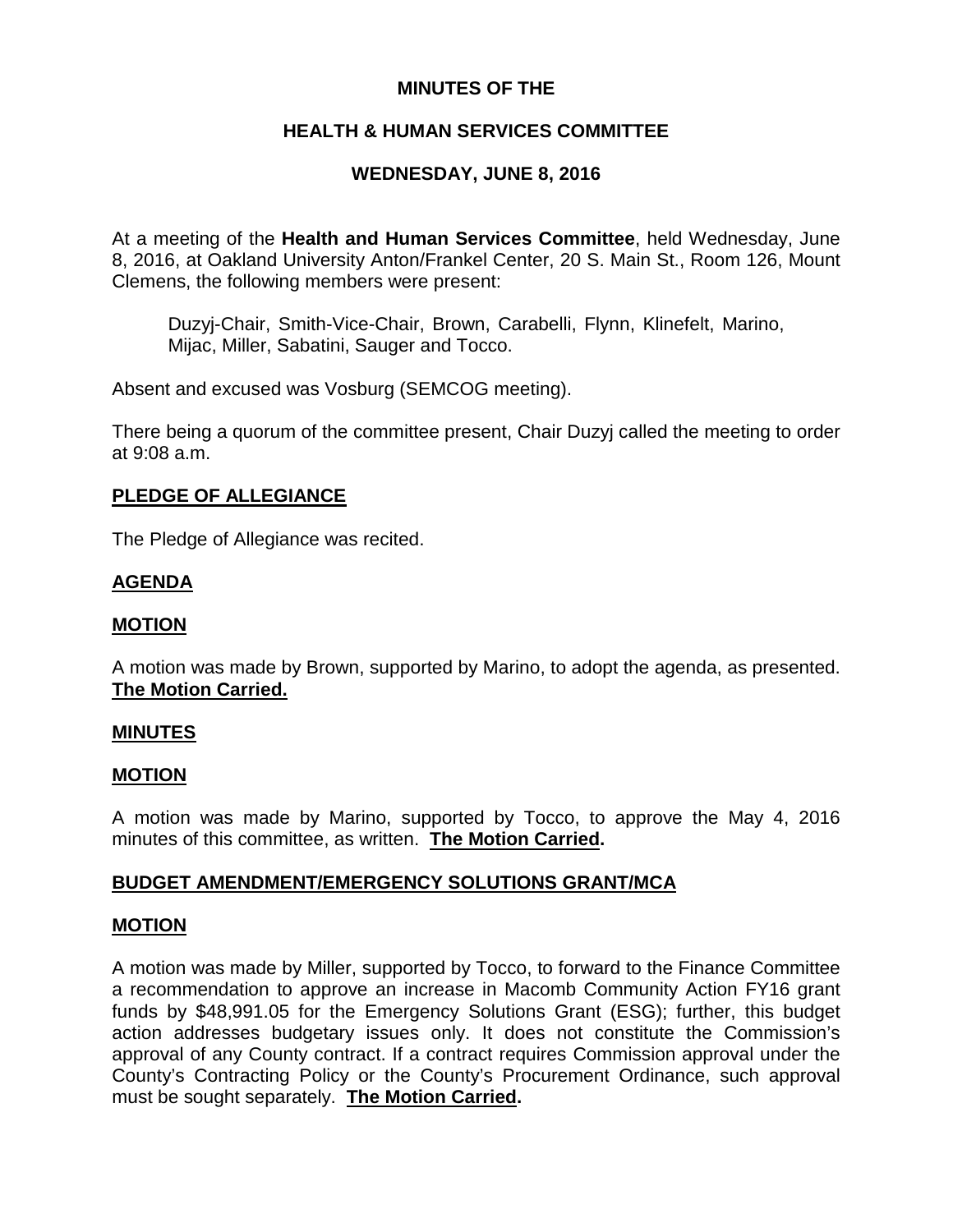# MINUTES OF THE

# HEALTH & HUMAN SERVICES COMMITTEE

# WEDNESDAY, JUNE 8, 2016

At a meeting of the **Health and Human Services Committee**, held Wednesday, June 8, 2016, at Oakland University Anton/Frankel Center, 20 S. Main St., Room 126, Mount Clemens, the following members were present:

> Duzyj-Chair, Smith-Vice-Chair, Brown, Carabelli, Flynn, Klinefelt, Marino, Mijac, Miller, Sabatini, Sauger and Tocco.

Absent and excused was Vosburg (SEMCOG meeting).

There being a quorum of the committee present, Chair Duzyj called the meeting to order at 9:08 a.m.

## PLEDGE OF ALLEGIANCE

The Pledge of Allegiance was recited.

## AGENDA

## MOTION

A motion was made by Brown, supported by Marino, to adopt the agenda, as presented. **The Motion Carried.**

## MINUTES

## MOTION

A motion was made by Marino, supported by Tocco, to approve the May 4, 2016 minutes of this committee, as written. **The Motion Carried.**

## BUDGET AMENDMENT/EMERGENCY SOLUTIONS GRANT/MCA

## MOTION

A motion was made by Miller, supported by Tocco, to forward to the Finance Committee a recommendation to approve an increase in Macomb Community Action FY16 grant funds by $48,991.05 for the Emergency Solutions Grant (ESG); further, this budget action addresses budgetary issues only. It does not constitute the Commission's approval of any County contract. If a contract requires Commission approval under the County's Contracting Policy or the County's Procurement Ordinance, such approval must be sought separately. **The Motion Carried.**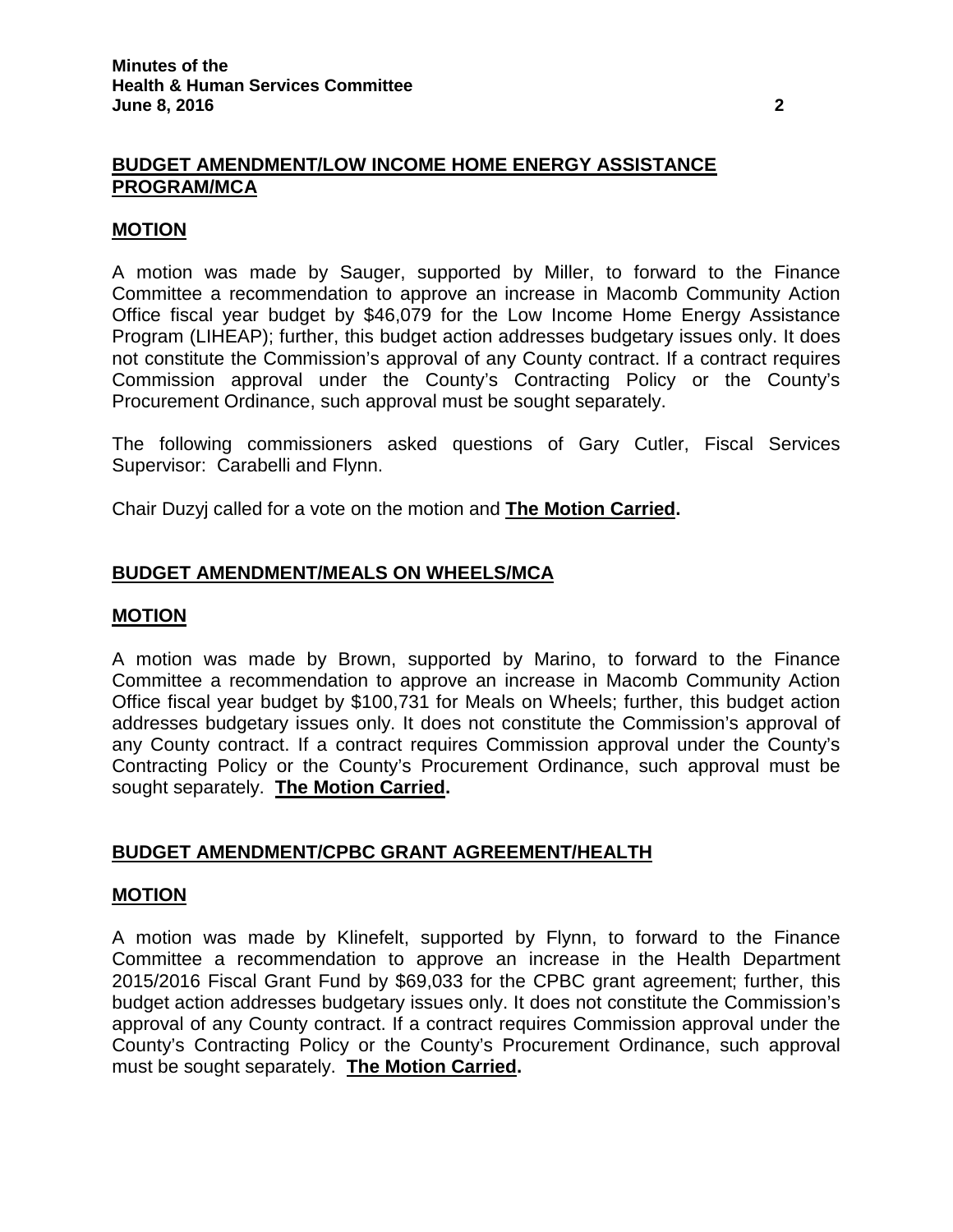## BUDGET AMENDMENT/LOW INCOME HOME ENERGY ASSISTANCE PROGRAM/MCA

### MOTION

A motion was made by Sauger, supported by Miller, to forward to the Finance Committee a recommendation to approve an increase in Macomb Community Action Office fiscal year budget by $46,079 for the Low Income Home Energy Assistance Program (LIHEAP); further, this budget action addresses budgetary issues only. It does not constitute the Commission's approval of any County contract. If a contract requires Commission approval under the County's Contracting Policy or the County's Procurement Ordinance, such approval must be sought separately.

The following commissioners asked questions of Gary Cutler, Fiscal Services Supervisor: Carabelli and Flynn.

Chair Duzyj called for a vote on the motion and **The Motion Carried.**

## BUDGET AMENDMENT/MEALS ON WHEELS/MCA

### MOTION

A motion was made by Brown, supported by Marino, to forward to the Finance Committee a recommendation to approve an increase in Macomb Community Action Office fiscal year budget by $100,731 for Meals on Wheels; further, this budget action addresses budgetary issues only. It does not constitute the Commission's approval of any County contract. If a contract requires Commission approval under the County's Contracting Policy or the County's Procurement Ordinance, such approval must be sought separately. **The Motion Carried.**

## BUDGET AMENDMENT/CPBC GRANT AGREEMENT/HEALTH

### MOTION

A motion was made by Klinefelt, supported by Flynn, to forward to the Finance Committee a recommendation to approve an increase in the Health Department 2015/2016 Fiscal Grant Fund by $69,033 for the CPBC grant agreement; further, this budget action addresses budgetary issues only. It does not constitute the Commission's approval of any County contract. If a contract requires Commission approval under the County's Contracting Policy or the County's Procurement Ordinance, such approval must be sought separately. **The Motion Carried.**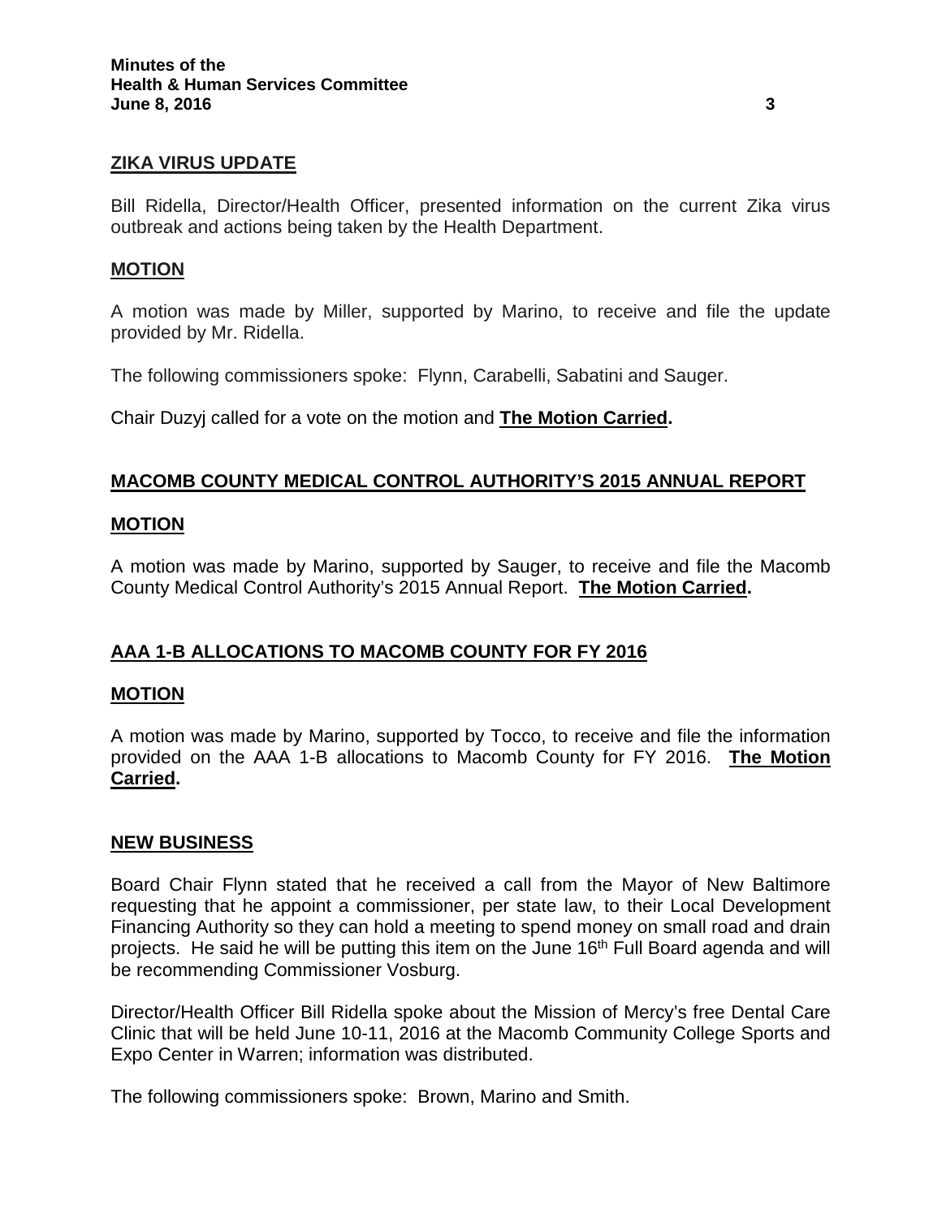**ZIKA VIRUS UPDATE**

Bill Ridella, Director/Health Officer, presented information on the current Zika virus outbreak and actions being taken by the Health Department.

**MOTION**

A motion was made by Miller, supported by Marino, to receive and file the update provided by Mr. Ridella.

The following commissioners spoke: Flynn, Carabelli, Sabatini and Sauger.

Chair Duzyj called for a vote on the motion and **The Motion Carried.**

**MACOMB COUNTY MEDICAL CONTROL AUTHORITY'S 2015 ANNUAL REPORT**

**MOTION**

A motion was made by Marino, supported by Sauger, to receive and file the Macomb County Medical Control Authority's 2015 Annual Report. **The Motion Carried.**

**AAA 1-B ALLOCATIONS TO MACOMB COUNTY FOR FY 2016**

**MOTION**

A motion was made by Marino, supported by Tocco, to receive and file the information provided on the AAA 1-B allocations to Macomb County for FY 2016. **The Motion Carried.**

**NEW BUSINESS**

Board Chair Flynn stated that he received a call from the Mayor of New Baltimore requesting that he appoint a commissioner, per state law, to their Local Development Financing Authority so they can hold a meeting to spend money on small road and drain projects. He said he will be putting this item on the June 16th Full Board agenda and will be recommending Commissioner Vosburg.

Director/Health Officer Bill Ridella spoke about the Mission of Mercy's free Dental Care Clinic that will be held June 10-11, 2016 at the Macomb Community College Sports and Expo Center in Warren; information was distributed.

The following commissioners spoke: Brown, Marino and Smith.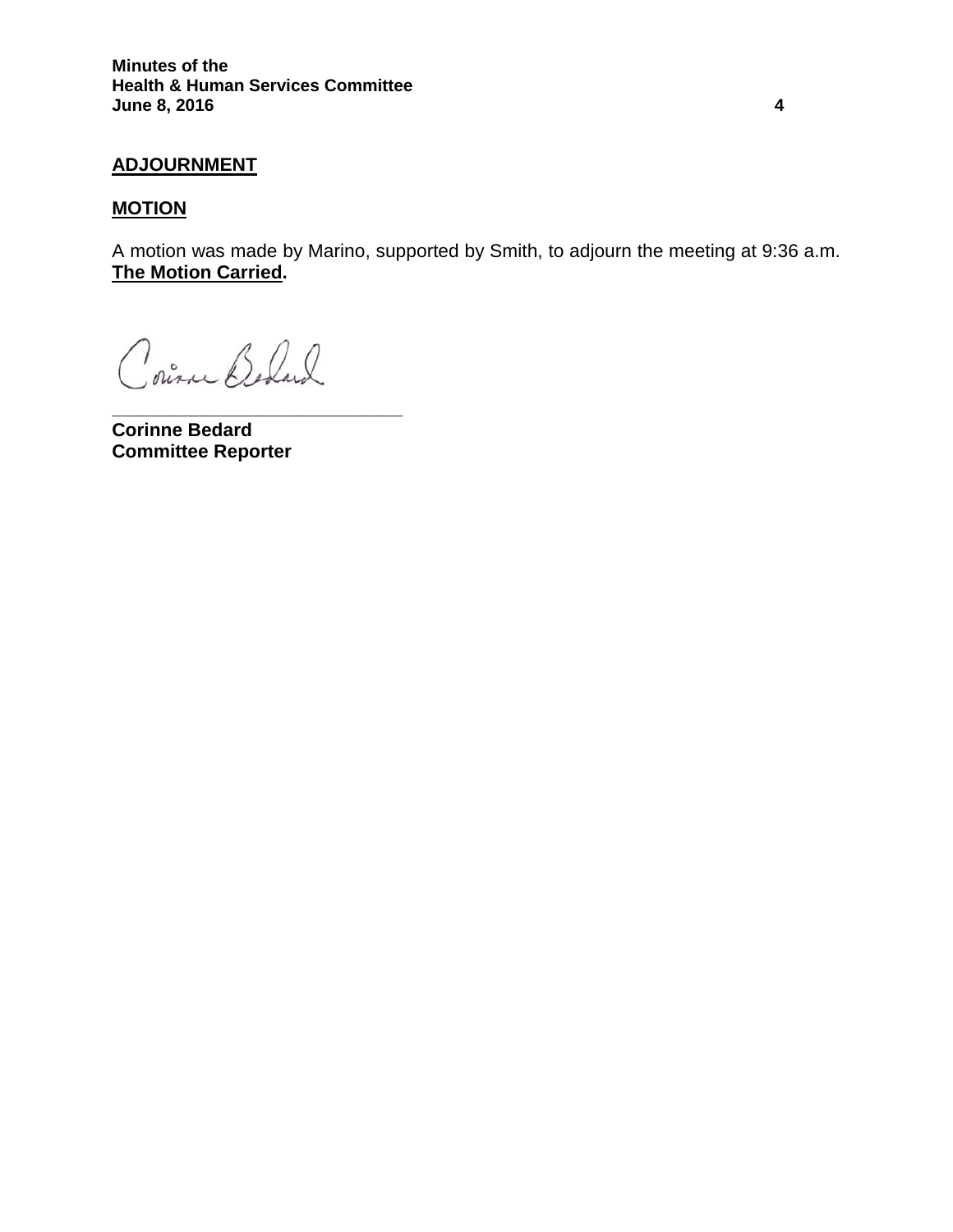**ADJOURNMENT**

**MOTION**

A motion was made by Marino, supported by Smith, to adjourn the meeting at 9:36 a.m.
**The Motion Carried.**

______________________________

**Corinne Bedard**
**Committee Reporter**